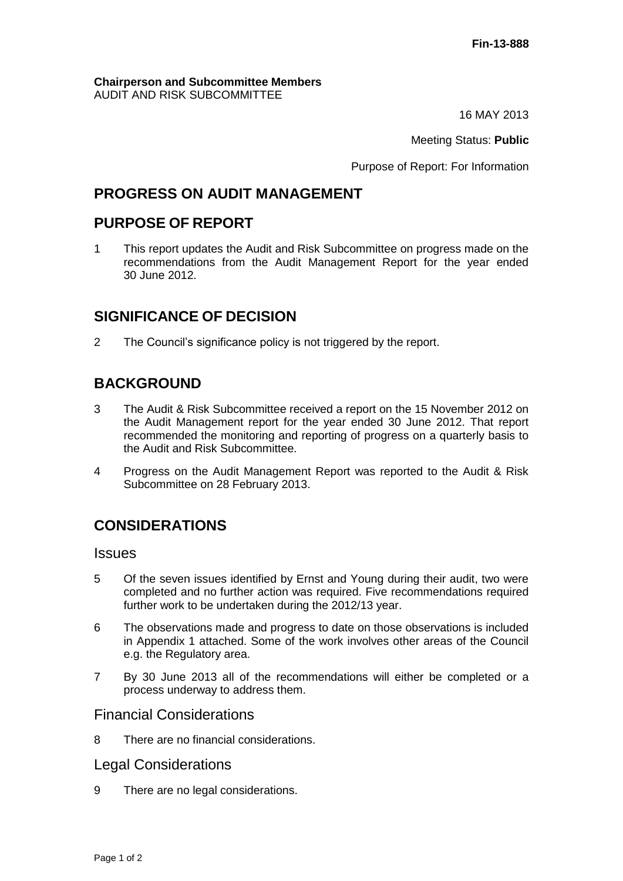**Fin-13-888**

**Chairperson and Subcommittee Members**
AUDIT AND RISK SUBCOMMITTEE

16 MAY 2013

Meeting Status: **Public**

Purpose of Report: For Information

## PROGRESS ON AUDIT MANAGEMENT

## PURPOSE OF REPORT

1 This report updates the Audit and Risk Subcommittee on progress made on the recommendations from the Audit Management Report for the year ended 30 June 2012.

## SIGNIFICANCE OF DECISION

2 The Council's significance policy is not triggered by the report.

## BACKGROUND

3 The Audit & Risk Subcommittee received a report on the 15 November 2012 on the Audit Management report for the year ended 30 June 2012. That report recommended the monitoring and reporting of progress on a quarterly basis to the Audit and Risk Subcommittee.

4 Progress on the Audit Management Report was reported to the Audit & Risk Subcommittee on 28 February 2013.

## CONSIDERATIONS

### Issues

5 Of the seven issues identified by Ernst and Young during their audit, two were completed and no further action was required. Five recommendations required further work to be undertaken during the 2012/13 year.

6 The observations made and progress to date on those observations is included in Appendix 1 attached. Some of the work involves other areas of the Council e.g. the Regulatory area.

7 By 30 June 2013 all of the recommendations will either be completed or a process underway to address them.

### Financial Considerations

8 There are no financial considerations.

### Legal Considerations

9 There are no legal considerations.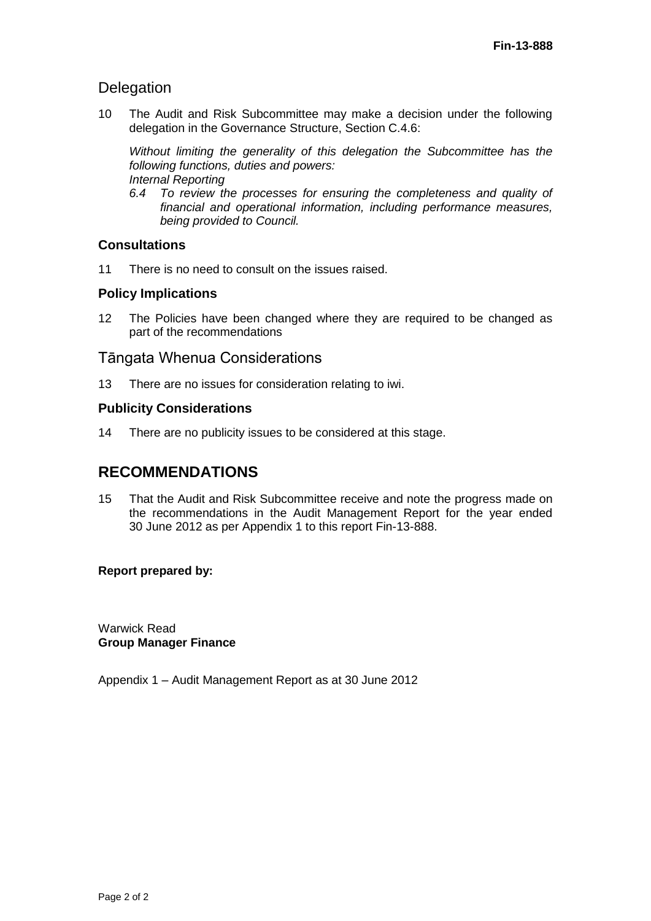## Delegation

10 The Audit and Risk Subcommittee may make a decision under the following delegation in the Governance Structure, Section C.4.6:

*Without limiting the generality of this delegation the Subcommittee has the following functions, duties and powers:*
*Internal Reporting*
*6.4 To review the processes for ensuring the completeness and quality of financial and operational information, including performance measures, being provided to Council.*

### Consultations

11 There is no need to consult on the issues raised.

### Policy Implications

12 The Policies have been changed where they are required to be changed as part of the recommendations

## Tāngata Whenua Considerations

13 There are no issues for consideration relating to iwi.

### Publicity Considerations

14 There are no publicity issues to be considered at this stage.

# RECOMMENDATIONS

15 That the Audit and Risk Subcommittee receive and note the progress made on the recommendations in the Audit Management Report for the year ended 30 June 2012 as per Appendix 1 to this report Fin-13-888.

**Report prepared by:**

Warwick Read
**Group Manager Finance**

Appendix 1 – Audit Management Report as at 30 June 2012